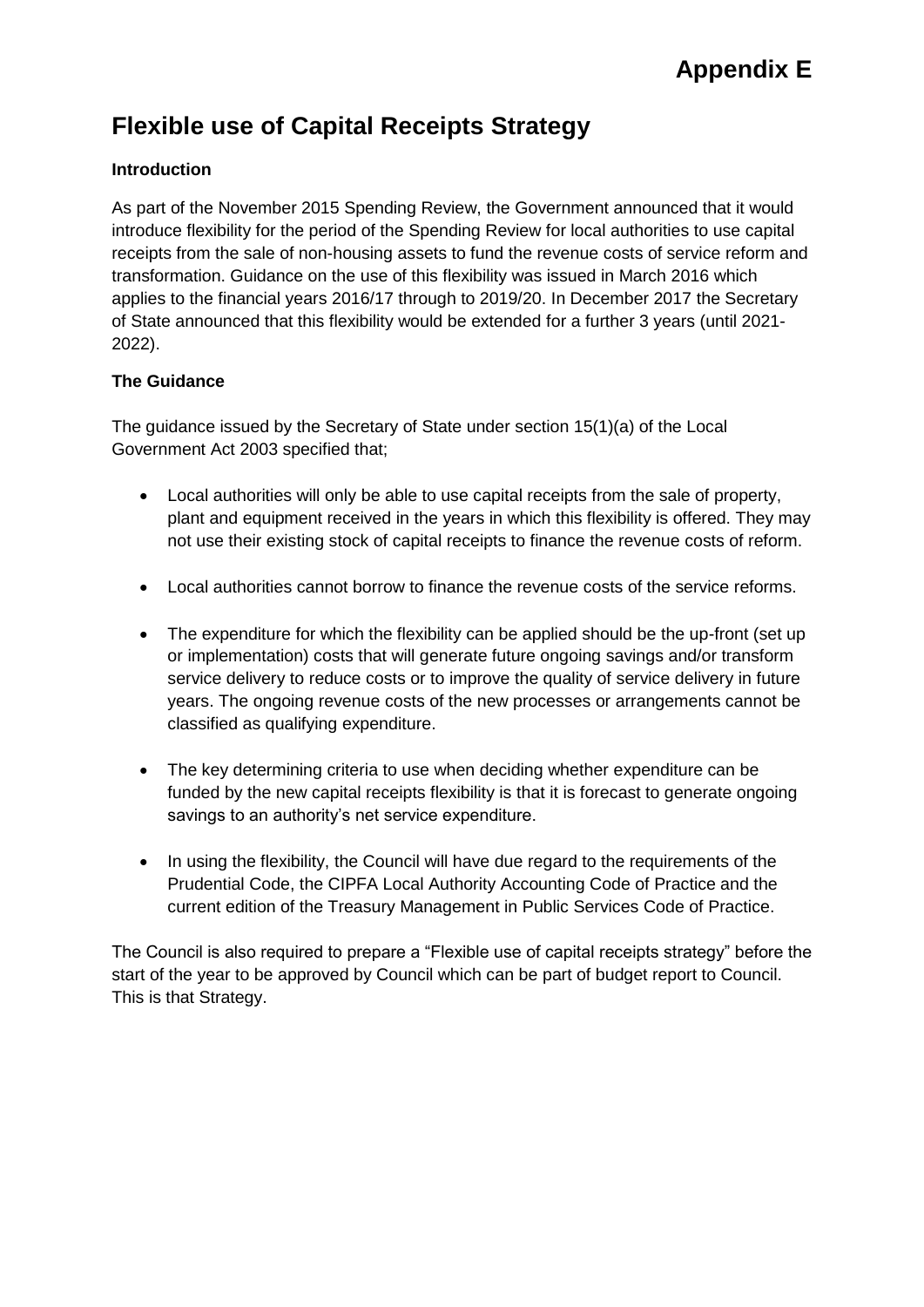# Appendix E

## Flexible use of Capital Receipts Strategy

**Introduction**

As part of the November 2015 Spending Review, the Government announced that it would introduce flexibility for the period of the Spending Review for local authorities to use capital receipts from the sale of non-housing assets to fund the revenue costs of service reform and transformation. Guidance on the use of this flexibility was issued in March 2016 which applies to the financial years 2016/17 through to 2019/20. In December 2017 the Secretary of State announced that this flexibility would be extended for a further 3 years (until 2021-2022).

**The Guidance**

The guidance issued by the Secretary of State under section 15(1)(a) of the Local Government Act 2003 specified that;

- Local authorities will only be able to use capital receipts from the sale of property, plant and equipment received in the years in which this flexibility is offered. They may not use their existing stock of capital receipts to finance the revenue costs of reform.
- Local authorities cannot borrow to finance the revenue costs of the service reforms.
- The expenditure for which the flexibility can be applied should be the up-front (set up or implementation) costs that will generate future ongoing savings and/or transform service delivery to reduce costs or to improve the quality of service delivery in future years. The ongoing revenue costs of the new processes or arrangements cannot be classified as qualifying expenditure.
- The key determining criteria to use when deciding whether expenditure can be funded by the new capital receipts flexibility is that it is forecast to generate ongoing savings to an authority's net service expenditure.
- In using the flexibility, the Council will have due regard to the requirements of the Prudential Code, the CIPFA Local Authority Accounting Code of Practice and the current edition of the Treasury Management in Public Services Code of Practice.

The Council is also required to prepare a "Flexible use of capital receipts strategy" before the start of the year to be approved by Council which can be part of budget report to Council. This is that Strategy.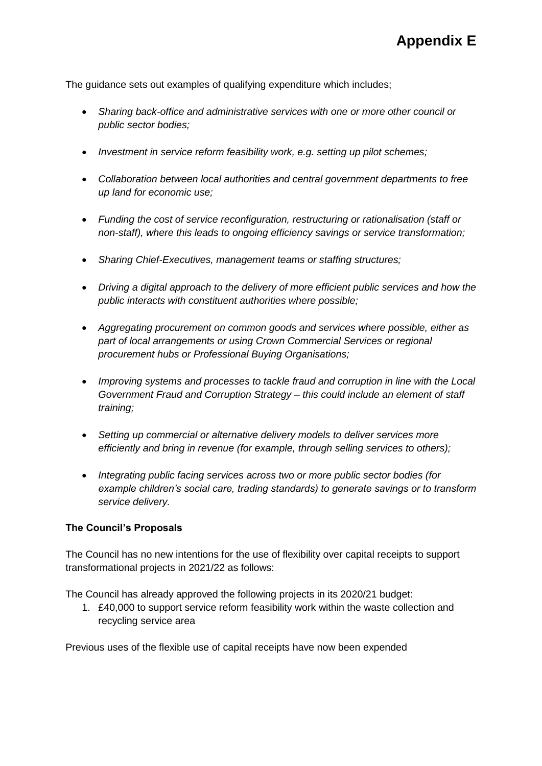# Appendix E

The guidance sets out examples of qualifying expenditure which includes;

- *Sharing back-office and administrative services with one or more other council or public sector bodies;*
- *Investment in service reform feasibility work, e.g. setting up pilot schemes;*
- *Collaboration between local authorities and central government departments to free up land for economic use;*
- *Funding the cost of service reconfiguration, restructuring or rationalisation (staff or non-staff), where this leads to ongoing efficiency savings or service transformation;*
- *Sharing Chief-Executives, management teams or staffing structures;*
- *Driving a digital approach to the delivery of more efficient public services and how the public interacts with constituent authorities where possible;*
- *Aggregating procurement on common goods and services where possible, either as part of local arrangements or using Crown Commercial Services or regional procurement hubs or Professional Buying Organisations;*
- *Improving systems and processes to tackle fraud and corruption in line with the Local Government Fraud and Corruption Strategy – this could include an element of staff training;*
- *Setting up commercial or alternative delivery models to deliver services more efficiently and bring in revenue (for example, through selling services to others);*
- *Integrating public facing services across two or more public sector bodies (for example children's social care, trading standards) to generate savings or to transform service delivery.*

**The Council's Proposals**

The Council has no new intentions for the use of flexibility over capital receipts to support transformational projects in 2021/22 as follows:

The Council has already approved the following projects in its 2020/21 budget:

1. £40,000 to support service reform feasibility work within the waste collection and recycling service area

Previous uses of the flexible use of capital receipts have now been expended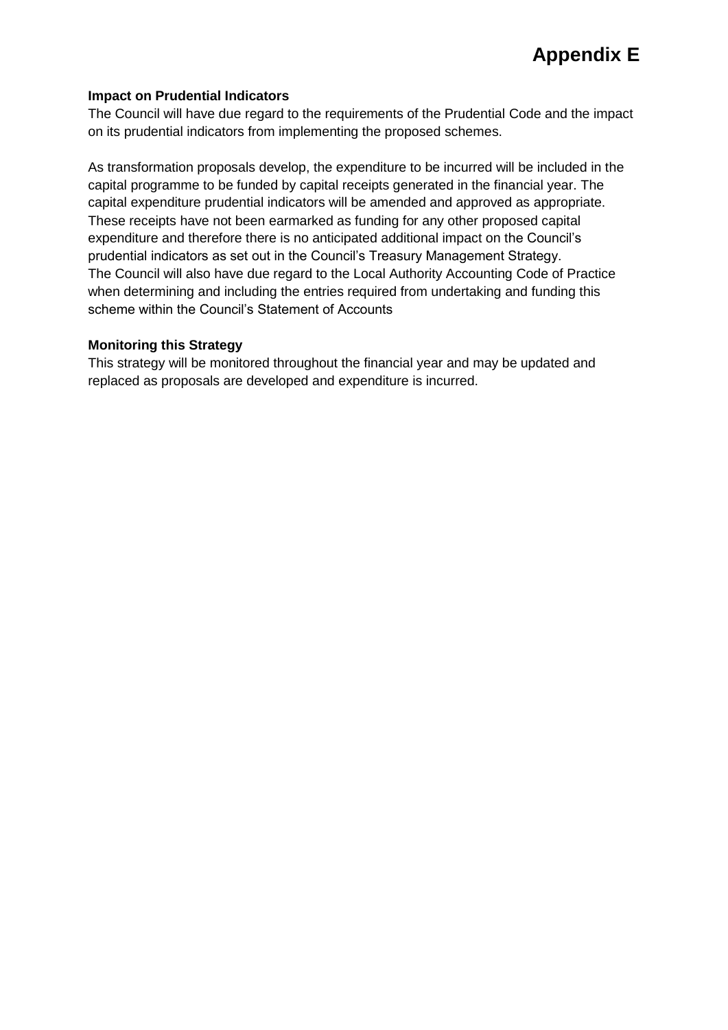# Appendix E

**Impact on Prudential Indicators**

The Council will have due regard to the requirements of the Prudential Code and the impact on its prudential indicators from implementing the proposed schemes.

As transformation proposals develop, the expenditure to be incurred will be included in the capital programme to be funded by capital receipts generated in the financial year. The capital expenditure prudential indicators will be amended and approved as appropriate. These receipts have not been earmarked as funding for any other proposed capital expenditure and therefore there is no anticipated additional impact on the Council's prudential indicators as set out in the Council's Treasury Management Strategy. The Council will also have due regard to the Local Authority Accounting Code of Practice when determining and including the entries required from undertaking and funding this scheme within the Council's Statement of Accounts

**Monitoring this Strategy**

This strategy will be monitored throughout the financial year and may be updated and replaced as proposals are developed and expenditure is incurred.